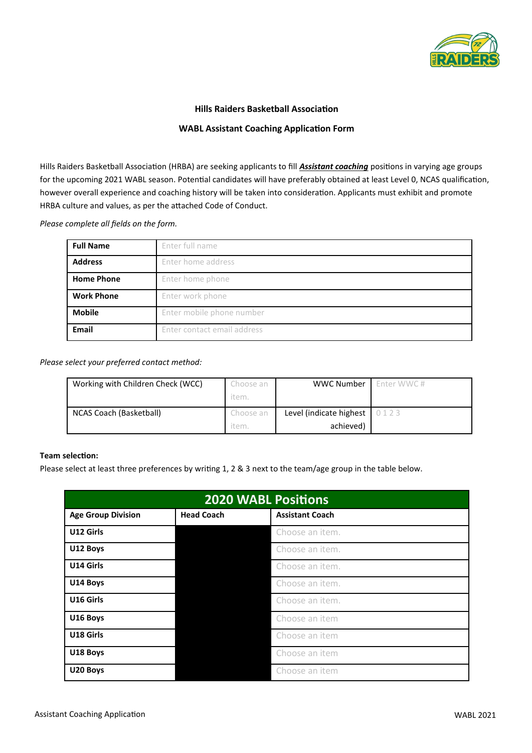**Hills Raiders Basketball Association**

**WABL Assistant Coaching Application Form**

Hills Raiders Basketball Association (HRBA) are seeking applicants to fill ***Assistant coaching*** positions in varying age groups for the upcoming 2021 WABL season. Potential candidates will have preferably obtained at least Level 0, NCAS qualification, however overall experience and coaching history will be taken into consideration. Applicants must exhibit and promote HRBA culture and values, as per the attached Code of Conduct.

*Please complete all fields on the form.*

| **Full Name** | Enter full name |
|---|---|
| **Address** | Enter home address |
| **Home Phone** | Enter home phone |
| **Work Phone** | Enter work phone |
| **Mobile** | Enter mobile phone number |
| **Email** | Enter contact email address |

*Please select your preferred contact method:*

| Working with Children Check (WCC) | Choose an item. | WWC Number | Enter WWC # |
|---|---|---|---|
| NCAS Coach (Basketball) | Choose an item. | Level (indicate highest achieved) | 0 1 2 3 |

**Team selection:**
Please select at least three preferences by writing 1, 2 & 3 next to the team/age group in the table below.

| **2020 WABL Positions** | | |
|---|---|---|
| **Age Group Division** | **Head Coach** | **Assistant Coach** |
| **U12 Girls** | | Choose an item. |
| **U12 Boys** | | Choose an item. |
| **U14 Girls** | | Choose an item. |
| **U14 Boys** | | Choose an item. |
| **U16 Girls** | | Choose an item. |
| **U16 Boys** | | Choose an item |
| **U18 Girls** | | Choose an item |
| **U18 Boys** | | Choose an item |
| **U20 Boys** | | Choose an item |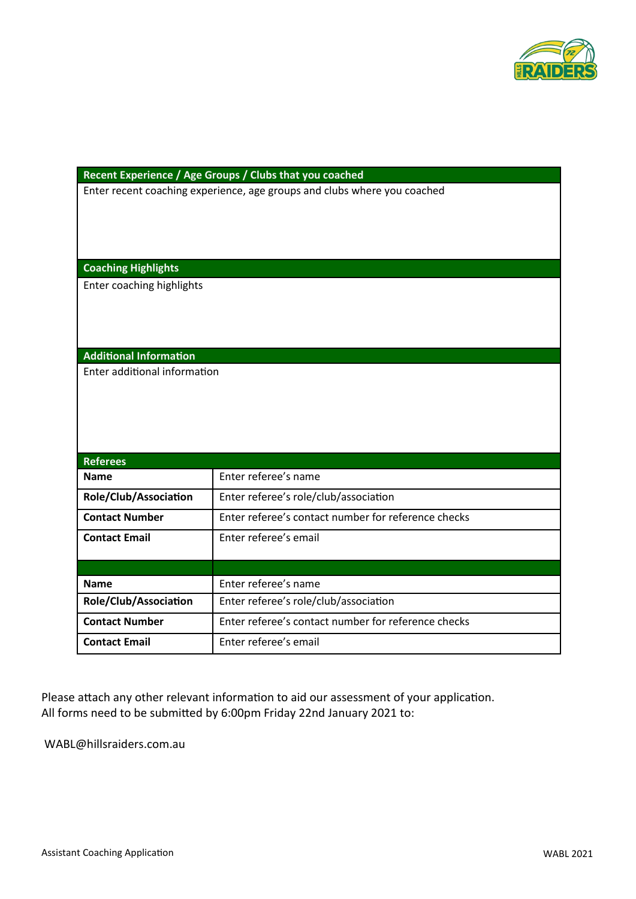| Recent Experience / Age Groups / Clubs that you coached |
| --- |
| Enter recent coaching experience, age groups and clubs where you coached |

| Coaching Highlights |
| --- |
| Enter coaching highlights |

| Additional Information |
| --- |
| Enter additional information |

| Referees | |
| --- | --- |
| **Name** | Enter referee's name |
| **Role/Club/Association** | Enter referee's role/club/association |
| **Contact Number** | Enter referee's contact number for reference checks |
| **Contact Email** | Enter referee's email |
| | |
| **Name** | Enter referee's name |
| **Role/Club/Association** | Enter referee's role/club/association |
| **Contact Number** | Enter referee's contact number for reference checks |
| **Contact Email** | Enter referee's email |

Please attach any other relevant information to aid our assessment of your application.
All forms need to be submitted by 6:00pm Friday 22nd January 2021 to:

WABL@hillsraiders.com.au

Assistant Coaching Application

WABL 2021